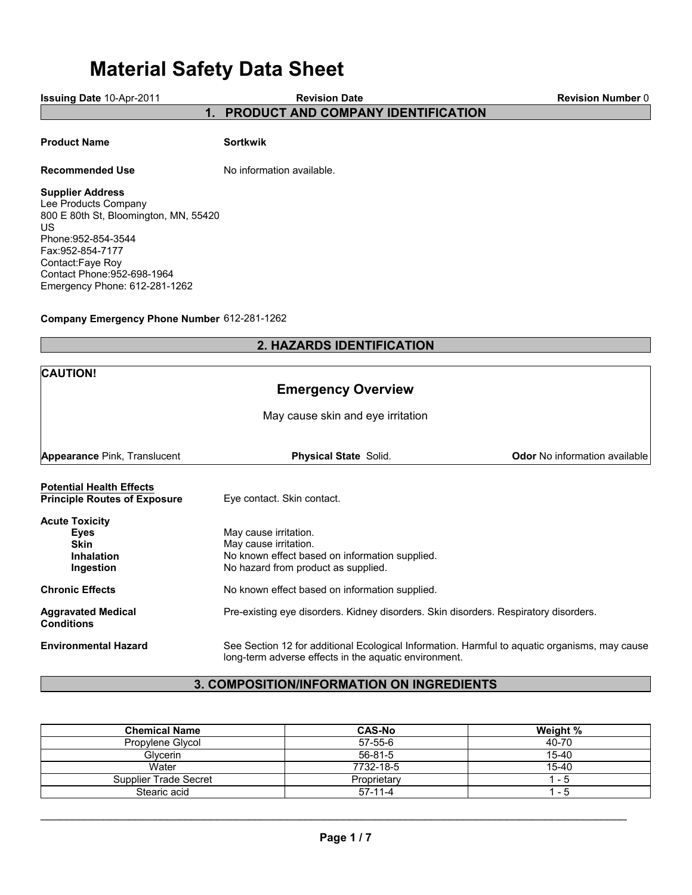# Material Safety Data Sheet

**Issuing Date** 10-Apr-2011 **Revision Date** **Revision Number** 0

## 1. PRODUCT AND COMPANY IDENTIFICATION

**Product Name** **Sortkwik**

**Recommended Use** No information available.

**Supplier Address**
Lee Products Company
800 E 80th St, Bloomington, MN, 55420
US
Phone:952-854-3544
Fax:952-854-7177
Contact:Faye Roy
Contact Phone:952-698-1964
Emergency Phone: 612-281-1262

**Company Emergency Phone Number** 612-281-1262

## 2. HAZARDS IDENTIFICATION

**CAUTION!**

### Emergency Overview

May cause skin and eye irritation

**Appearance** Pink, Translucent **Physical State** Solid. **Odor** No information available

**Potential Health Effects**

**Principle Routes of Exposure** Eye contact. Skin contact.

**Acute Toxicity**
- **Eyes** May cause irritation.
- **Skin** May cause irritation.
- **Inhalation** No known effect based on information supplied.
- **Ingestion** No hazard from product as supplied.

**Chronic Effects** No known effect based on information supplied.

**Aggravated Medical Conditions** Pre-existing eye disorders. Kidney disorders. Skin disorders. Respiratory disorders.

**Environmental Hazard** See Section 12 for additional Ecological Information. Harmful to aquatic organisms, may cause long-term adverse effects in the aquatic environment.

## 3. COMPOSITION/INFORMATION ON INGREDIENTS

| Chemical Name | CAS-No | Weight % |
|---|---|---|
| Propylene Glycol | 57-55-6 | 40-70 |
| Glycerin | 56-81-5 | 15-40 |
| Water | 7732-18-5 | 15-40 |
| Supplier Trade Secret | Proprietary | 1 - 5 |
| Stearic acid | 57-11-4 | 1 - 5 |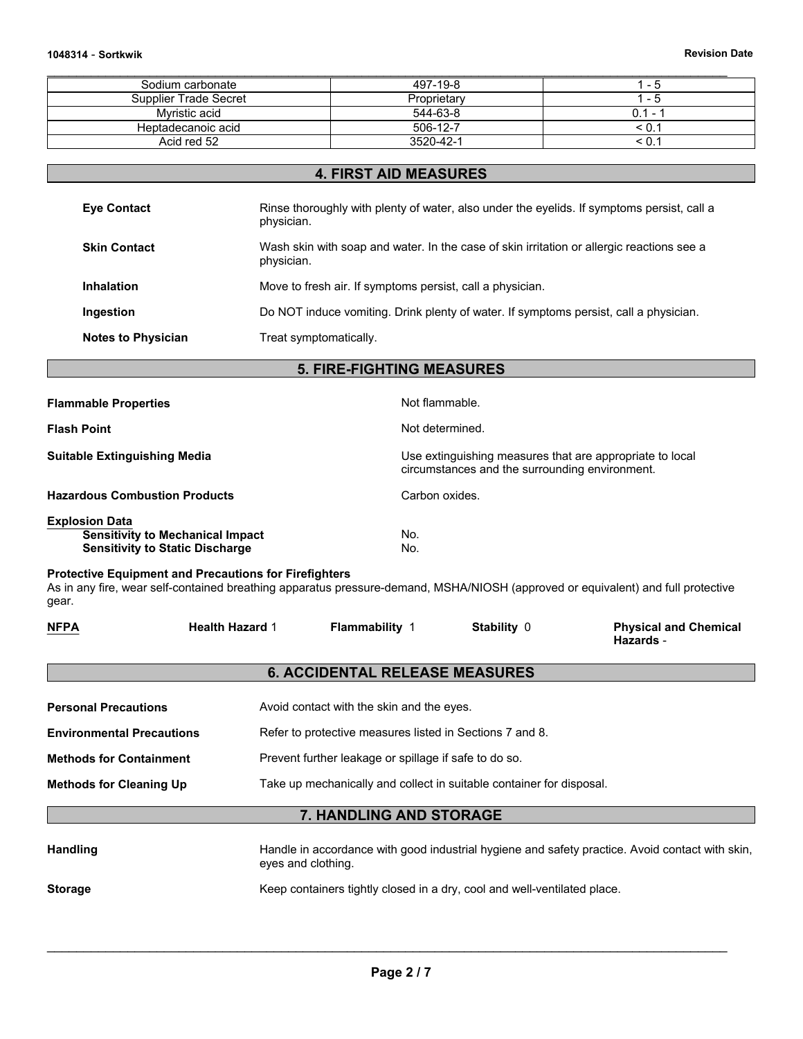| Sodium carbonate | 497-19-8 | 1 - 5 |
|---|---|---|
| Supplier Trade Secret | Proprietary | 1 - 5 |
| Myristic acid | 544-63-8 | 0.1 - 1 |
| Heptadecanoic acid | 506-12-7 | < 0.1 |
| Acid red 52 | 3520-42-1 | < 0.1 |

## 4. FIRST AID MEASURES

**Eye Contact** Rinse thoroughly with plenty of water, also under the eyelids. If symptoms persist, call a physician.

**Skin Contact** Wash skin with soap and water. In the case of skin irritation or allergic reactions see a physician.

**Inhalation** Move to fresh air. If symptoms persist, call a physician.

**Ingestion** Do NOT induce vomiting. Drink plenty of water. If symptoms persist, call a physician.

**Notes to Physician** Treat symptomatically.

## 5. FIRE-FIGHTING MEASURES

**Flammable Properties** Not flammable.

**Flash Point** Not determined.

**Suitable Extinguishing Media** Use extinguishing measures that are appropriate to local circumstances and the surrounding environment.

**Hazardous Combustion Products** Carbon oxides.

**Explosion Data**

**Sensitivity to Mechanical Impact** No.
**Sensitivity to Static Discharge** No.

**Protective Equipment and Precautions for Firefighters**
As in any fire, wear self-contained breathing apparatus pressure-demand, MSHA/NIOSH (approved or equivalent) and full protective gear.

| NFPA | Health Hazard 1 | Flammability 1 | Stability 0 | Physical and Chemical Hazards - |
|---|---|---|---|---|

## 6. ACCIDENTAL RELEASE MEASURES

**Personal Precautions** Avoid contact with the skin and the eyes.

**Environmental Precautions** Refer to protective measures listed in Sections 7 and 8.

**Methods for Containment** Prevent further leakage or spillage if safe to do so.

**Methods for Cleaning Up** Take up mechanically and collect in suitable container for disposal.

## 7. HANDLING AND STORAGE

**Handling** Handle in accordance with good industrial hygiene and safety practice. Avoid contact with skin, eyes and clothing.

**Storage** Keep containers tightly closed in a dry, cool and well-ventilated place.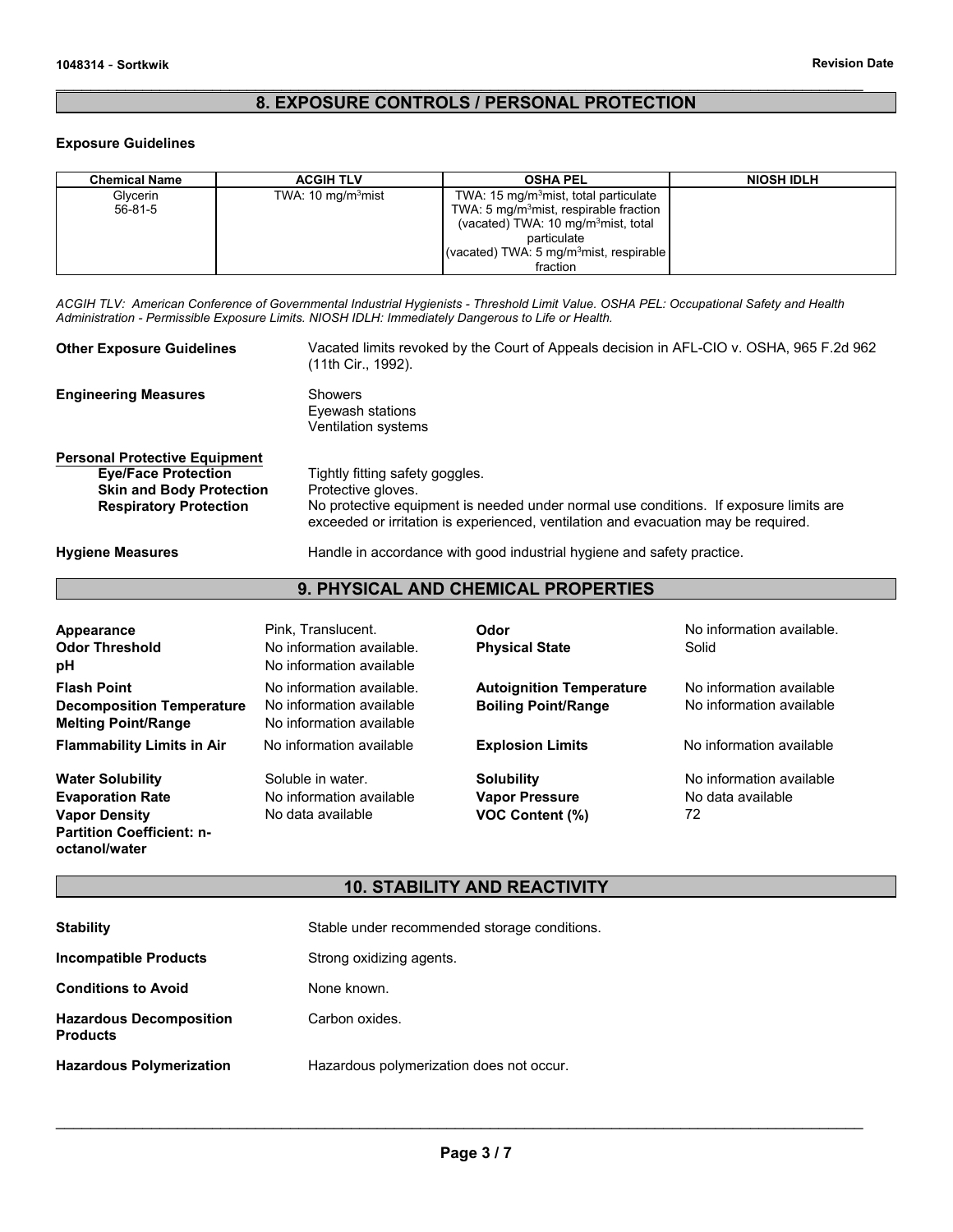## 8. EXPOSURE CONTROLS / PERSONAL PROTECTION

**Exposure Guidelines**

| Chemical Name | ACGIH TLV | OSHA PEL | NIOSH IDLH |
|---|---|---|---|
| Glycerin<br>56-81-5 | TWA: 10 mg/m$^3$mist | TWA: 15 mg/m$^3$mist, total particulate<br>TWA: 5 mg/m$^3$mist, respirable fraction<br>(vacated) TWA: 10 mg/m$^3$mist, total particulate<br>(vacated) TWA: 5 mg/m$^3$mist, respirable fraction | |

*ACGIH TLV: American Conference of Governmental Industrial Hygienists - Threshold Limit Value. OSHA PEL: Occupational Safety and Health Administration - Permissible Exposure Limits. NIOSH IDLH: Immediately Dangerous to Life or Health.*

**Other Exposure Guidelines** Vacated limits revoked by the Court of Appeals decision in AFL-CIO v. OSHA, 965 F.2d 962 (11th Cir., 1992).

**Engineering Measures**
Showers
Eyewash stations
Ventilation systems

**Personal Protective Equipment**

**Eye/Face Protection** Tightly fitting safety goggles.

**Skin and Body Protection** Protective gloves.

**Respiratory Protection** No protective equipment is needed under normal use conditions. If exposure limits are exceeded or irritation is experienced, ventilation and evacuation may be required.

**Hygiene Measures** Handle in accordance with good industrial hygiene and safety practice.

## 9. PHYSICAL AND CHEMICAL PROPERTIES

| | | | |
|---|---|---|---|
| **Appearance** | Pink, Translucent. | **Odor** | No information available. |
| **Odor Threshold** | No information available. | **Physical State** | Solid |
| **pH** | No information available | | |
| **Flash Point** | No information available. | **Autoignition Temperature** | No information available |
| **Decomposition Temperature** | No information available | **Boiling Point/Range** | No information available |
| **Melting Point/Range** | No information available | | |
| **Flammability Limits in Air** | No information available | **Explosion Limits** | No information available |
| **Water Solubility** | Soluble in water. | **Solubility** | No information available |
| **Evaporation Rate** | No information available | **Vapor Pressure** | No data available |
| **Vapor Density** | No data available | **VOC Content (%)** | 72 |
| **Partition Coefficient: n-octanol/water** | | | |

## 10. STABILITY AND REACTIVITY

**Stability** Stable under recommended storage conditions.

**Incompatible Products** Strong oxidizing agents.

**Conditions to Avoid** None known.

**Hazardous Decomposition Products** Carbon oxides.

**Hazardous Polymerization** Hazardous polymerization does not occur.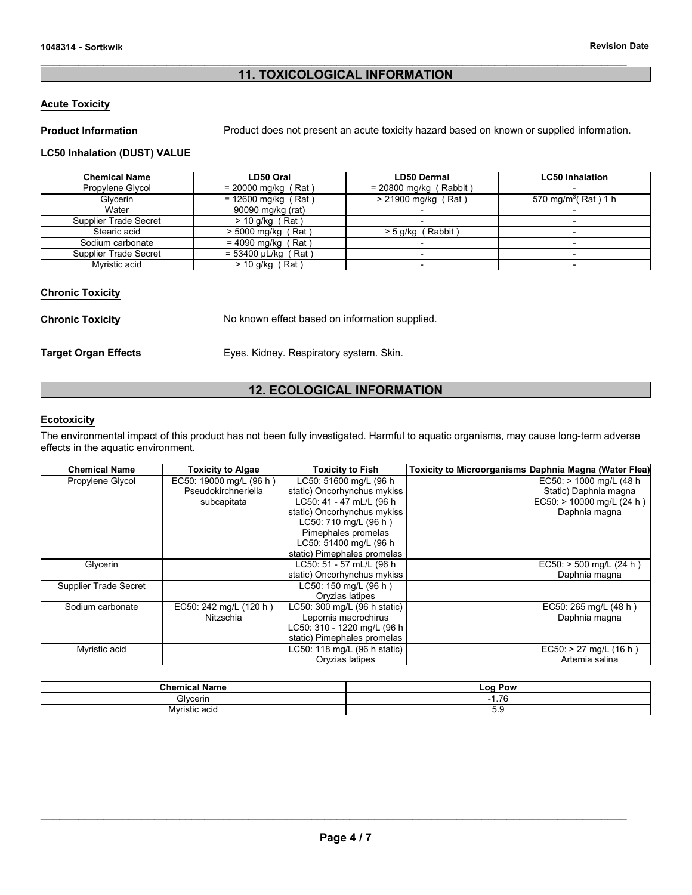## 11. TOXICOLOGICAL INFORMATION

### Acute Toxicity

**Product Information** Product does not present an acute toxicity hazard based on known or supplied information.

**LC50 Inhalation (DUST) VALUE**

| Chemical Name | LD50 Oral | LD50 Dermal | LC50 Inhalation |
|---|---|---|---|
| Propylene Glycol | = 20000 mg/kg ( Rat ) | = 20800 mg/kg ( Rabbit ) | - |
| Glycerin | = 12600 mg/kg ( Rat ) | > 21900 mg/kg ( Rat ) | 570 $mg/m^3$( Rat ) 1 h |
| Water | 90090 mg/kg (rat) | - | - |
| Supplier Trade Secret | > 10 g/kg ( Rat ) | - | - |
| Stearic acid | > 5000 mg/kg ( Rat ) | > 5 g/kg ( Rabbit ) | - |
| Sodium carbonate | = 4090 mg/kg ( Rat ) | - | - |
| Supplier Trade Secret | = 53400 µL/kg ( Rat ) | - | - |
| Myristic acid | > 10 g/kg ( Rat ) | - | - |

### Chronic Toxicity

**Chronic Toxicity** No known effect based on information supplied.

**Target Organ Effects** Eyes. Kidney. Respiratory system. Skin.

## 12. ECOLOGICAL INFORMATION

### Ecotoxicity

The environmental impact of this product has not been fully investigated. Harmful to aquatic organisms, may cause long-term adverse effects in the aquatic environment.

| Chemical Name | Toxicity to Algae | Toxicity to Fish | Toxicity to Microorganisms | Daphnia Magna (Water Flea) |
|---|---|---|---|---|
| Propylene Glycol | EC50: 19000 mg/L (96 h ) Pseudokirchneriella subcapitata | LC50: 51600 mg/L (96 h static) Oncorhynchus mykiss LC50: 41 - 47 mL/L (96 h static) Oncorhynchus mykiss LC50: 710 mg/L (96 h ) Pimephales promelas LC50: 51400 mg/L (96 h static) Pimephales promelas | | EC50: > 1000 mg/L (48 h Static) Daphnia magna EC50: > 10000 mg/L (24 h ) Daphnia magna |
| Glycerin | | LC50: 51 - 57 mL/L (96 h static) Oncorhynchus mykiss | | EC50: > 500 mg/L (24 h ) Daphnia magna |
| Supplier Trade Secret | | LC50: 150 mg/L (96 h ) Oryzias latipes | | |
| Sodium carbonate | EC50: 242 mg/L (120 h ) Nitzschia | LC50: 300 mg/L (96 h static) Lepomis macrochirus LC50: 310 - 1220 mg/L (96 h static) Pimephales promelas | | EC50: 265 mg/L (48 h ) Daphnia magna |
| Myristic acid | | LC50: 118 mg/L (96 h static) Oryzias latipes | | EC50: > 27 mg/L (16 h ) Artemia salina |

| Chemical Name | Log Pow |
|---|---|
| Glycerin | -1.76 |
| Myristic acid | 5.9 |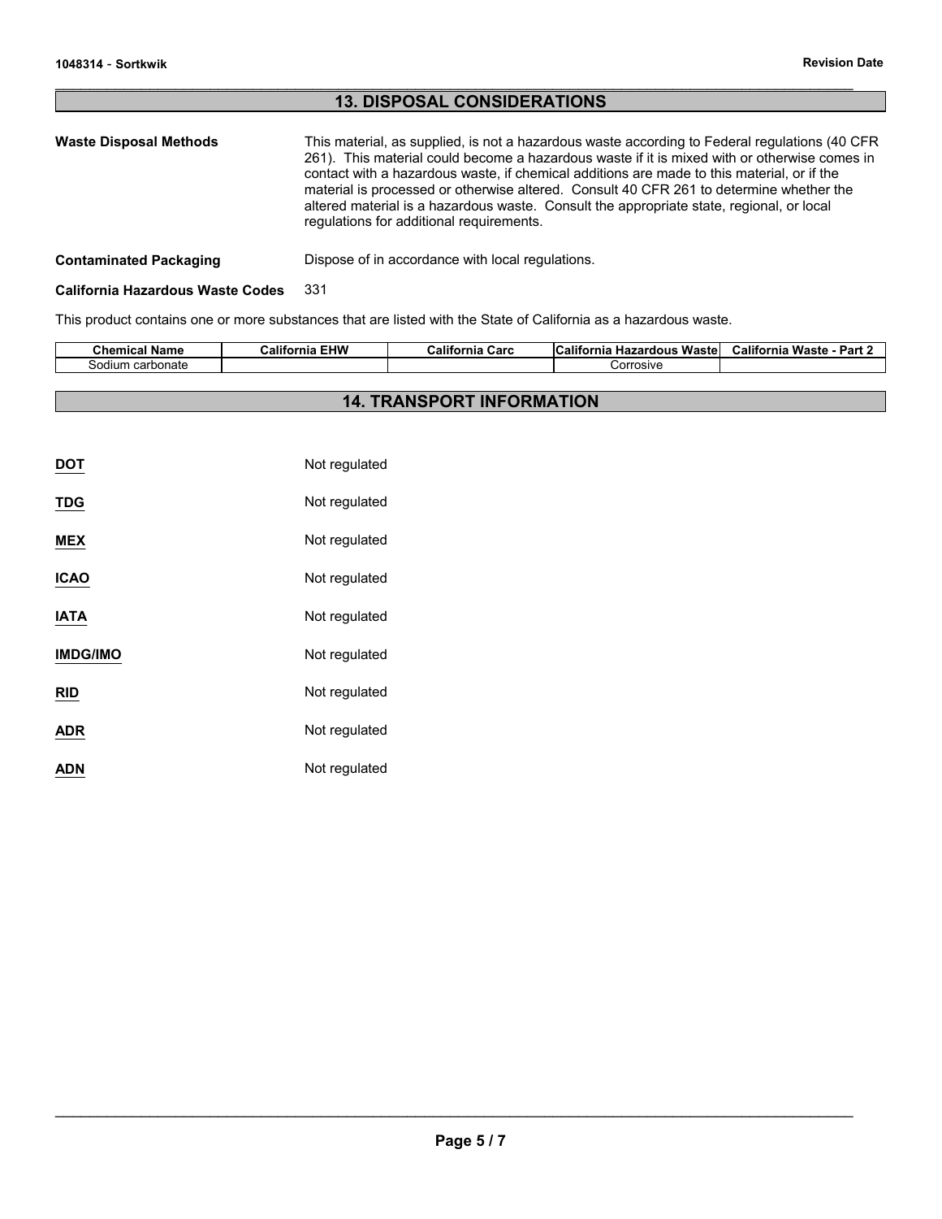## 13. DISPOSAL CONSIDERATIONS

**Waste Disposal Methods**

This material, as supplied, is not a hazardous waste according to Federal regulations (40 CFR 261). This material could become a hazardous waste if it is mixed with or otherwise comes in contact with a hazardous waste, if chemical additions are made to this material, or if the material is processed or otherwise altered. Consult 40 CFR 261 to determine whether the altered material is a hazardous waste. Consult the appropriate state, regional, or local regulations for additional requirements.

**Contaminated Packaging**

Dispose of in accordance with local regulations.

**California Hazardous Waste Codes** 331

This product contains one or more substances that are listed with the State of California as a hazardous waste.

| Chemical Name | California EHW | California Carc | California Hazardous Waste | California Waste - Part 2 |
|---|---|---|---|---|
| Sodium carbonate | | | Corrosive | |

## 14. TRANSPORT INFORMATION

**DOT** Not regulated

**TDG** Not regulated

**MEX** Not regulated

**ICAO** Not regulated

**IATA** Not regulated

**IMDG/IMO** Not regulated

**RID** Not regulated

**ADR** Not regulated

**ADN** Not regulated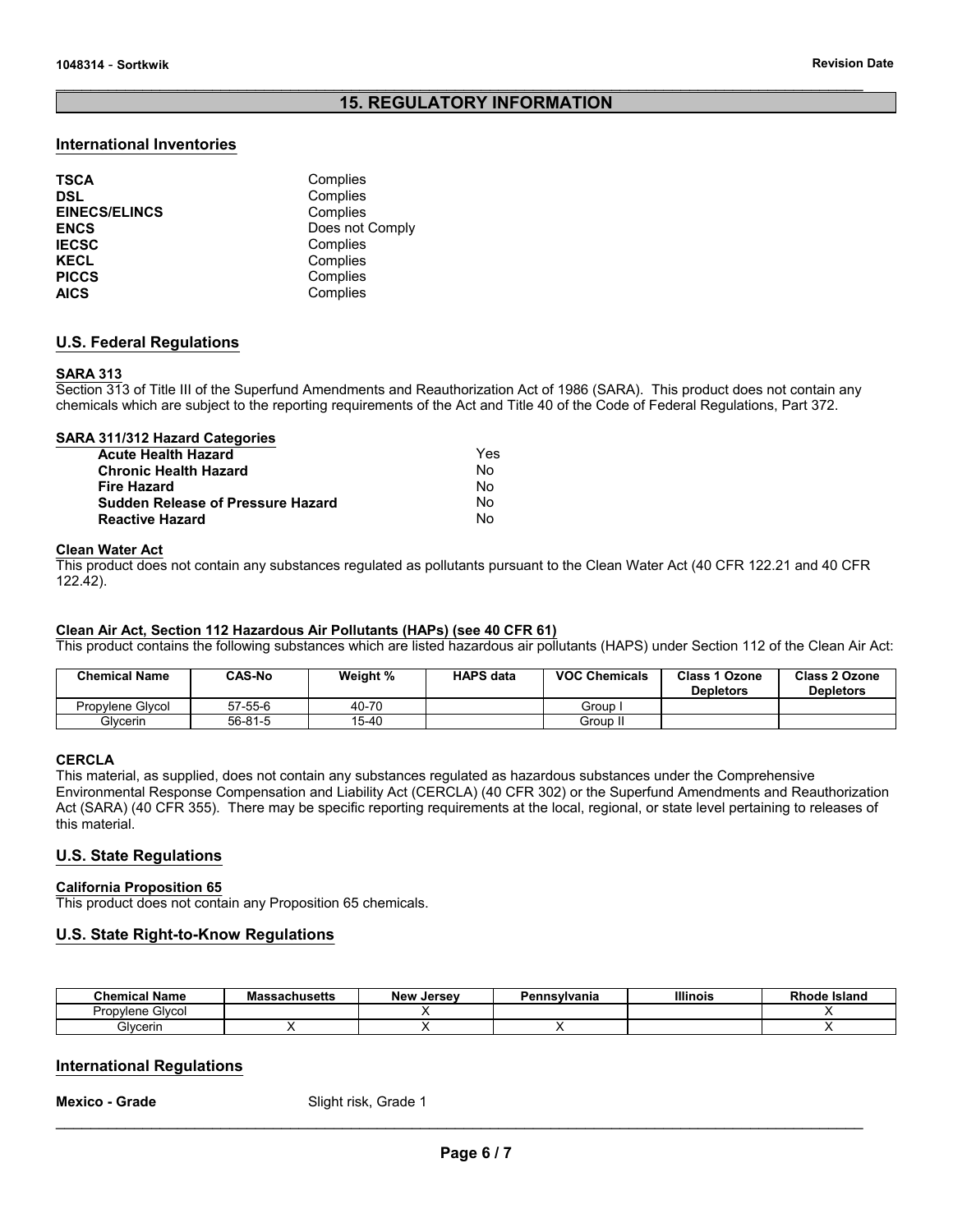## 15. REGULATORY INFORMATION

### International Inventories

| | |
|---|---|
| **TSCA** | Complies |
| **DSL** | Complies |
| **EINECS/ELINCS** | Complies |
| **ENCS** | Does not Comply |
| **IECSC** | Complies |
| **KECL** | Complies |
| **PICCS** | Complies |
| **AICS** | Complies |

### U.S. Federal Regulations

**SARA 313**

Section 313 of Title III of the Superfund Amendments and Reauthorization Act of 1986 (SARA). This product does not contain any chemicals which are subject to the reporting requirements of the Act and Title 40 of the Code of Federal Regulations, Part 372.

**SARA 311/312 Hazard Categories**

| | |
|---|---|
| **Acute Health Hazard** | Yes |
| **Chronic Health Hazard** | No |
| **Fire Hazard** | No |
| **Sudden Release of Pressure Hazard** | No |
| **Reactive Hazard** | No |

**Clean Water Act**

This product does not contain any substances regulated as pollutants pursuant to the Clean Water Act (40 CFR 122.21 and 40 CFR 122.42).

**Clean Air Act, Section 112 Hazardous Air Pollutants (HAPs) (see 40 CFR 61)**

This product contains the following substances which are listed hazardous air pollutants (HAPS) under Section 112 of the Clean Air Act:

| Chemical Name | CAS-No | Weight % | HAPS data | VOC Chemicals | Class 1 Ozone Depletors | Class 2 Ozone Depletors |
|---|---|---|---|---|---|---|
| Propylene Glycol | 57-55-6 | 40-70 | | Group I | | |
| Glycerin | 56-81-5 | 15-40 | | Group II | | |

**CERCLA**

This material, as supplied, does not contain any substances regulated as hazardous substances under the Comprehensive Environmental Response Compensation and Liability Act (CERCLA) (40 CFR 302) or the Superfund Amendments and Reauthorization Act (SARA) (40 CFR 355). There may be specific reporting requirements at the local, regional, or state level pertaining to releases of this material.

### U.S. State Regulations

**California Proposition 65**

This product does not contain any Proposition 65 chemicals.

### U.S. State Right-to-Know Regulations

| Chemical Name | Massachusetts | New Jersey | Pennsylvania | Illinois | Rhode Island |
|---|---|---|---|---|---|
| Propylene Glycol | | X | | | X |
| Glycerin | X | X | X | | X |

### International Regulations

**Mexico - Grade** Slight risk, Grade 1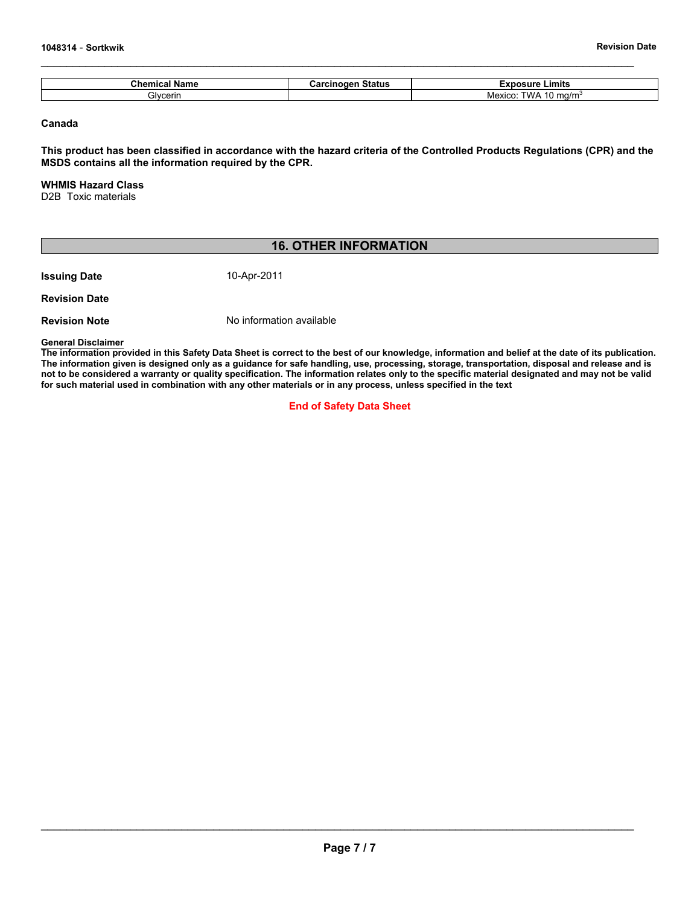| Chemical Name | Carcinogen Status | Exposure Limits |
| --- | --- | --- |
| Glycerin | | Mexico: TWA 10 mg/m$^3$ |

**Canada**

**This product has been classified in accordance with the hazard criteria of the Controlled Products Regulations (CPR) and the MSDS contains all the information required by the CPR.**

**WHMIS Hazard Class**
D2B Toxic materials

## 16. OTHER INFORMATION

**Issuing Date** 10-Apr-2011

**Revision Date**

**Revision Note** No information available

**General Disclaimer**
**The information provided in this Safety Data Sheet is correct to the best of our knowledge, information and belief at the date of its publication. The information given is designed only as a guidance for safe handling, use, processing, storage, transportation, disposal and release and is not to be considered a warranty or quality specification. The information relates only to the specific material designated and may not be valid for such material used in combination with any other materials or in any process, unless specified in the text**

**End of Safety Data Sheet**